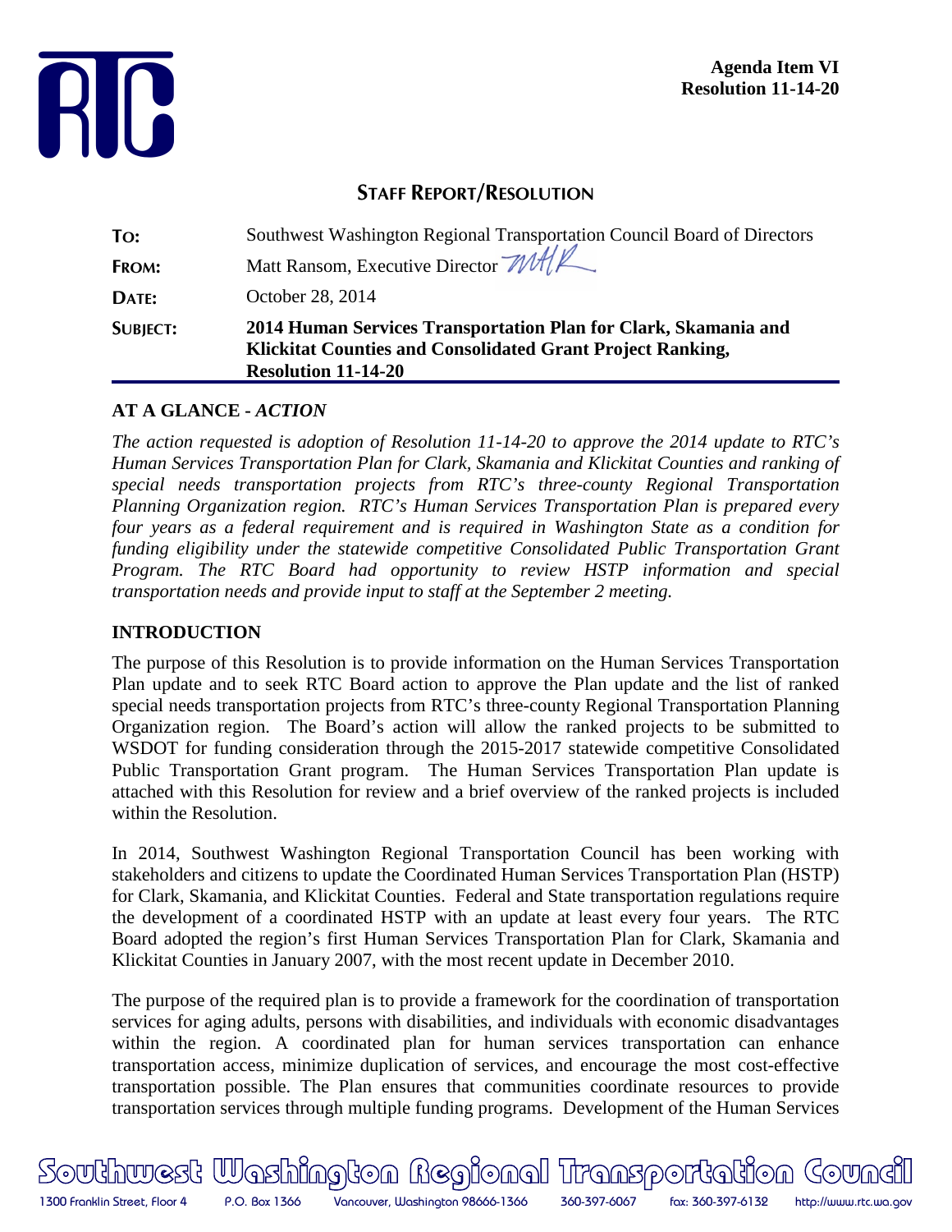**Agenda Item VI**
**Resolution 11-14-20**

## STAFF REPORT/RESOLUTION

| | |
|---|---|
| **TO:** | Southwest Washington Regional Transportation Council Board of Directors |
| **FROM:** | Matt Ransom, Executive Director |
| **DATE:** | October 28, 2014 |
| **SUBJECT:** | **2014 Human Services Transportation Plan for Clark, Skamania and Klickitat Counties and Consolidated Grant Project Ranking, Resolution 11-14-20** |

### AT A GLANCE - *ACTION*

*The action requested is adoption of Resolution 11-14-20 to approve the 2014 update to RTC's Human Services Transportation Plan for Clark, Skamania and Klickitat Counties and ranking of special needs transportation projects from RTC's three-county Regional Transportation Planning Organization region. RTC's Human Services Transportation Plan is prepared every four years as a federal requirement and is required in Washington State as a condition for funding eligibility under the statewide competitive Consolidated Public Transportation Grant Program. The RTC Board had opportunity to review HSTP information and special transportation needs and provide input to staff at the September 2 meeting.*

### INTRODUCTION

The purpose of this Resolution is to provide information on the Human Services Transportation Plan update and to seek RTC Board action to approve the Plan update and the list of ranked special needs transportation projects from RTC's three-county Regional Transportation Planning Organization region. The Board's action will allow the ranked projects to be submitted to WSDOT for funding consideration through the 2015-2017 statewide competitive Consolidated Public Transportation Grant program. The Human Services Transportation Plan update is attached with this Resolution for review and a brief overview of the ranked projects is included within the Resolution.

In 2014, Southwest Washington Regional Transportation Council has been working with stakeholders and citizens to update the Coordinated Human Services Transportation Plan (HSTP) for Clark, Skamania, and Klickitat Counties. Federal and State transportation regulations require the development of a coordinated HSTP with an update at least every four years. The RTC Board adopted the region's first Human Services Transportation Plan for Clark, Skamania and Klickitat Counties in January 2007, with the most recent update in December 2010.

The purpose of the required plan is to provide a framework for the coordination of transportation services for aging adults, persons with disabilities, and individuals with economic disadvantages within the region. A coordinated plan for human services transportation can enhance transportation access, minimize duplication of services, and encourage the most cost-effective transportation possible. The Plan ensures that communities coordinate resources to provide transportation services through multiple funding programs. Development of the Human Services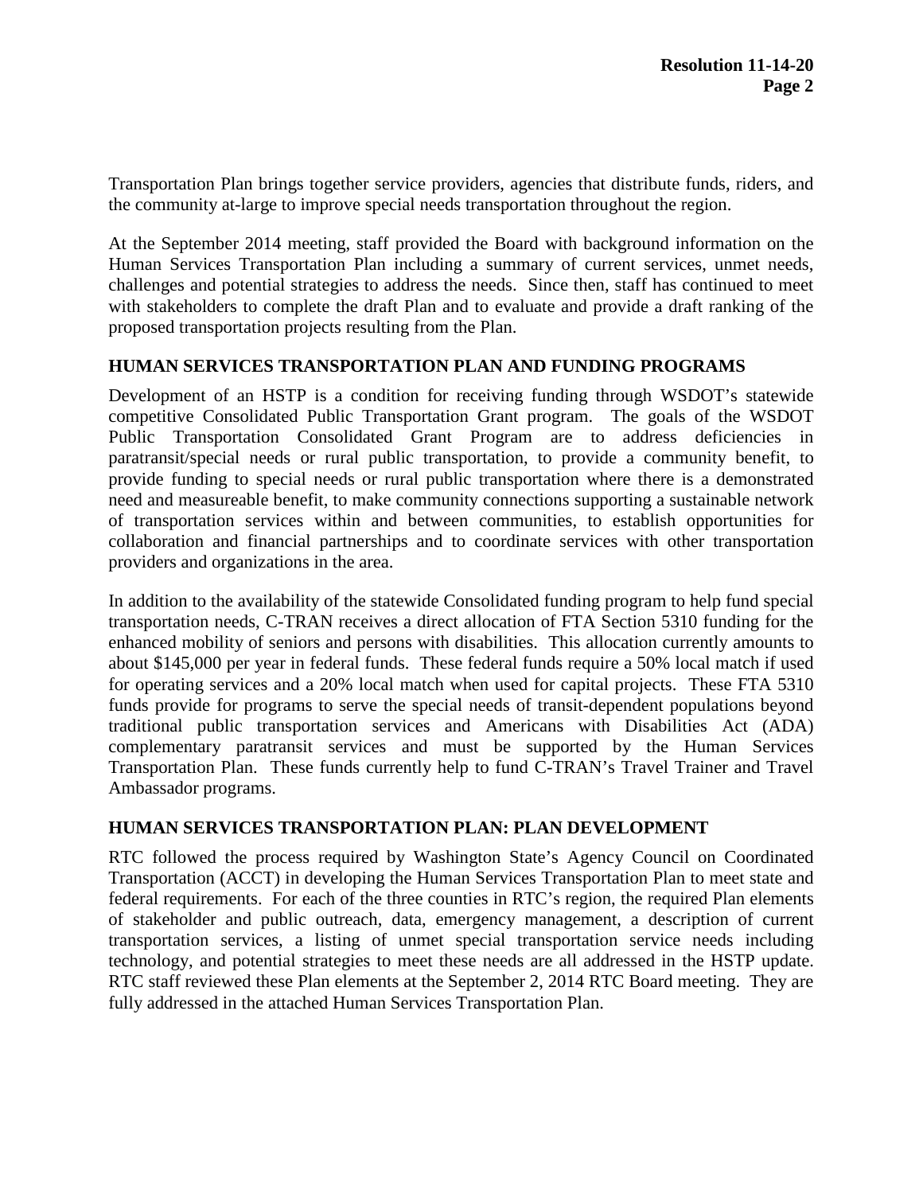Transportation Plan brings together service providers, agencies that distribute funds, riders, and the community at-large to improve special needs transportation throughout the region.

At the September 2014 meeting, staff provided the Board with background information on the Human Services Transportation Plan including a summary of current services, unmet needs, challenges and potential strategies to address the needs. Since then, staff has continued to meet with stakeholders to complete the draft Plan and to evaluate and provide a draft ranking of the proposed transportation projects resulting from the Plan.

## HUMAN SERVICES TRANSPORTATION PLAN AND FUNDING PROGRAMS

Development of an HSTP is a condition for receiving funding through WSDOT's statewide competitive Consolidated Public Transportation Grant program. The goals of the WSDOT Public Transportation Consolidated Grant Program are to address deficiencies in paratransit/special needs or rural public transportation, to provide a community benefit, to provide funding to special needs or rural public transportation where there is a demonstrated need and measureable benefit, to make community connections supporting a sustainable network of transportation services within and between communities, to establish opportunities for collaboration and financial partnerships and to coordinate services with other transportation providers and organizations in the area.

In addition to the availability of the statewide Consolidated funding program to help fund special transportation needs, C-TRAN receives a direct allocation of FTA Section 5310 funding for the enhanced mobility of seniors and persons with disabilities. This allocation currently amounts to about $145,000 per year in federal funds. These federal funds require a 50% local match if used for operating services and a 20% local match when used for capital projects. These FTA 5310 funds provide for programs to serve the special needs of transit-dependent populations beyond traditional public transportation services and Americans with Disabilities Act (ADA) complementary paratransit services and must be supported by the Human Services Transportation Plan. These funds currently help to fund C-TRAN's Travel Trainer and Travel Ambassador programs.

## HUMAN SERVICES TRANSPORTATION PLAN: PLAN DEVELOPMENT

RTC followed the process required by Washington State's Agency Council on Coordinated Transportation (ACCT) in developing the Human Services Transportation Plan to meet state and federal requirements. For each of the three counties in RTC's region, the required Plan elements of stakeholder and public outreach, data, emergency management, a description of current transportation services, a listing of unmet special transportation service needs including technology, and potential strategies to meet these needs are all addressed in the HSTP update. RTC staff reviewed these Plan elements at the September 2, 2014 RTC Board meeting. They are fully addressed in the attached Human Services Transportation Plan.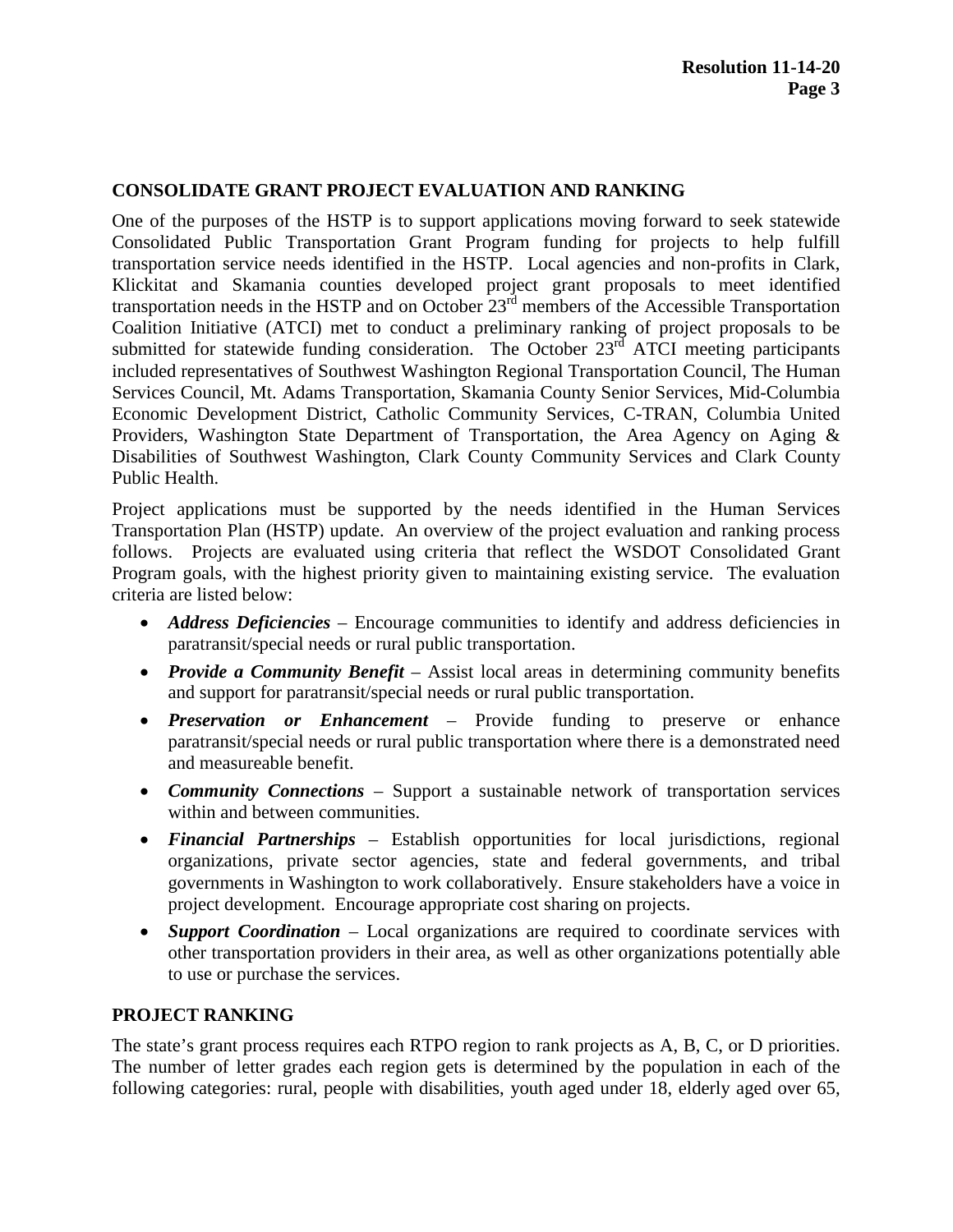## CONSOLIDATE GRANT PROJECT EVALUATION AND RANKING

One of the purposes of the HSTP is to support applications moving forward to seek statewide Consolidated Public Transportation Grant Program funding for projects to help fulfill transportation service needs identified in the HSTP. Local agencies and non-profits in Clark, Klickitat and Skamania counties developed project grant proposals to meet identified transportation needs in the HSTP and on October 23rd members of the Accessible Transportation Coalition Initiative (ATCI) met to conduct a preliminary ranking of project proposals to be submitted for statewide funding consideration. The October 23rd ATCI meeting participants included representatives of Southwest Washington Regional Transportation Council, The Human Services Council, Mt. Adams Transportation, Skamania County Senior Services, Mid-Columbia Economic Development District, Catholic Community Services, C-TRAN, Columbia United Providers, Washington State Department of Transportation, the Area Agency on Aging & Disabilities of Southwest Washington, Clark County Community Services and Clark County Public Health.

Project applications must be supported by the needs identified in the Human Services Transportation Plan (HSTP) update. An overview of the project evaluation and ranking process follows. Projects are evaluated using criteria that reflect the WSDOT Consolidated Grant Program goals, with the highest priority given to maintaining existing service. The evaluation criteria are listed below:

- ***Address Deficiencies*** – Encourage communities to identify and address deficiencies in paratransit/special needs or rural public transportation.
- ***Provide a Community Benefit*** – Assist local areas in determining community benefits and support for paratransit/special needs or rural public transportation.
- ***Preservation or Enhancement*** – Provide funding to preserve or enhance paratransit/special needs or rural public transportation where there is a demonstrated need and measureable benefit.
- ***Community Connections*** – Support a sustainable network of transportation services within and between communities.
- ***Financial Partnerships*** – Establish opportunities for local jurisdictions, regional organizations, private sector agencies, state and federal governments, and tribal governments in Washington to work collaboratively. Ensure stakeholders have a voice in project development. Encourage appropriate cost sharing on projects.
- ***Support Coordination*** – Local organizations are required to coordinate services with other transportation providers in their area, as well as other organizations potentially able to use or purchase the services.

## PROJECT RANKING

The state's grant process requires each RTPO region to rank projects as A, B, C, or D priorities. The number of letter grades each region gets is determined by the population in each of the following categories: rural, people with disabilities, youth aged under 18, elderly aged over 65,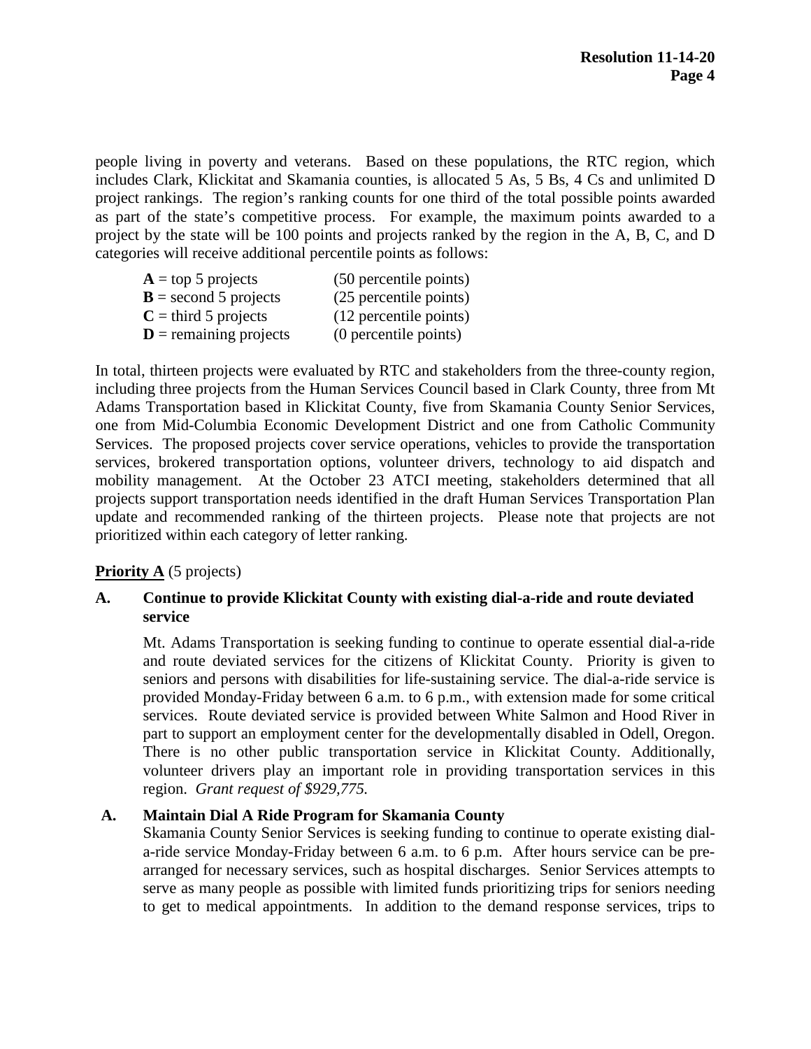people living in poverty and veterans. Based on these populations, the RTC region, which includes Clark, Klickitat and Skamania counties, is allocated 5 As, 5 Bs, 4 Cs and unlimited D project rankings. The region's ranking counts for one third of the total possible points awarded as part of the state's competitive process. For example, the maximum points awarded to a project by the state will be 100 points and projects ranked by the region in the A, B, C, and D categories will receive additional percentile points as follows:

| | |
|---|---|
| **A** = top 5 projects | (50 percentile points) |
| **B** = second 5 projects | (25 percentile points) |
| **C** = third 5 projects | (12 percentile points) |
| **D** = remaining projects | (0 percentile points) |

In total, thirteen projects were evaluated by RTC and stakeholders from the three-county region, including three projects from the Human Services Council based in Clark County, three from Mt Adams Transportation based in Klickitat County, five from Skamania County Senior Services, one from Mid-Columbia Economic Development District and one from Catholic Community Services. The proposed projects cover service operations, vehicles to provide the transportation services, brokered transportation options, volunteer drivers, technology to aid dispatch and mobility management. At the October 23 ATCI meeting, stakeholders determined that all projects support transportation needs identified in the draft Human Services Transportation Plan update and recommended ranking of the thirteen projects. Please note that projects are not prioritized within each category of letter ranking.

**Priority A** (5 projects)

**A. Continue to provide Klickitat County with existing dial-a-ride and route deviated service**

Mt. Adams Transportation is seeking funding to continue to operate essential dial-a-ride and route deviated services for the citizens of Klickitat County. Priority is given to seniors and persons with disabilities for life-sustaining service. The dial-a-ride service is provided Monday-Friday between 6 a.m. to 6 p.m., with extension made for some critical services. Route deviated service is provided between White Salmon and Hood River in part to support an employment center for the developmentally disabled in Odell, Oregon. There is no other public transportation service in Klickitat County. Additionally, volunteer drivers play an important role in providing transportation services in this region. *Grant request of $929,775.*

**A. Maintain Dial A Ride Program for Skamania County**

Skamania County Senior Services is seeking funding to continue to operate existing dial-a-ride service Monday-Friday between 6 a.m. to 6 p.m. After hours service can be pre-arranged for necessary services, such as hospital discharges. Senior Services attempts to serve as many people as possible with limited funds prioritizing trips for seniors needing to get to medical appointments. In addition to the demand response services, trips to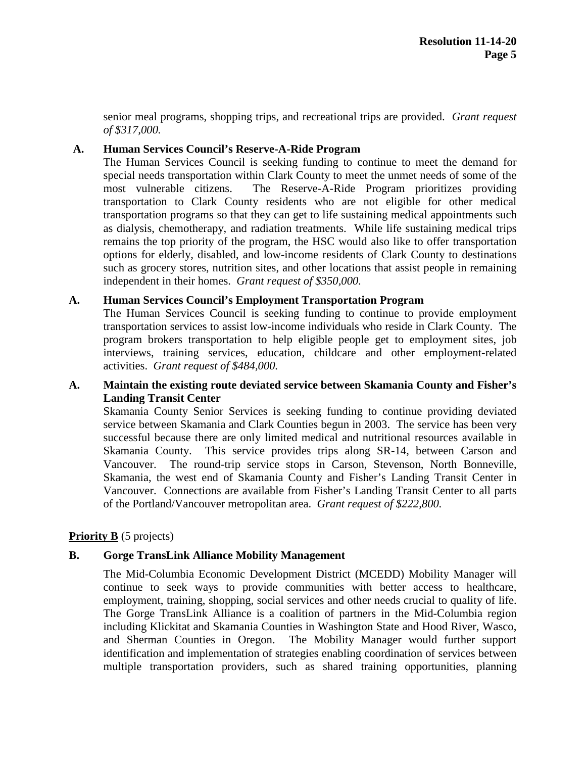senior meal programs, shopping trips, and recreational trips are provided. *Grant request of $317,000.*

**A. Human Services Council's Reserve-A-Ride Program**

The Human Services Council is seeking funding to continue to meet the demand for special needs transportation within Clark County to meet the unmet needs of some of the most vulnerable citizens. The Reserve-A-Ride Program prioritizes providing transportation to Clark County residents who are not eligible for other medical transportation programs so that they can get to life sustaining medical appointments such as dialysis, chemotherapy, and radiation treatments. While life sustaining medical trips remains the top priority of the program, the HSC would also like to offer transportation options for elderly, disabled, and low-income residents of Clark County to destinations such as grocery stores, nutrition sites, and other locations that assist people in remaining independent in their homes. *Grant request of $350,000.*

**A. Human Services Council's Employment Transportation Program**

The Human Services Council is seeking funding to continue to provide employment transportation services to assist low-income individuals who reside in Clark County. The program brokers transportation to help eligible people get to employment sites, job interviews, training services, education, childcare and other employment-related activities. *Grant request of $484,000.*

**A. Maintain the existing route deviated service between Skamania County and Fisher's Landing Transit Center**

Skamania County Senior Services is seeking funding to continue providing deviated service between Skamania and Clark Counties begun in 2003. The service has been very successful because there are only limited medical and nutritional resources available in Skamania County. This service provides trips along SR-14, between Carson and Vancouver. The round-trip service stops in Carson, Stevenson, North Bonneville, Skamania, the west end of Skamania County and Fisher's Landing Transit Center in Vancouver. Connections are available from Fisher's Landing Transit Center to all parts of the Portland/Vancouver metropolitan area. *Grant request of $222,800.*

**Priority B** (5 projects)

**B. Gorge TransLink Alliance Mobility Management**

The Mid-Columbia Economic Development District (MCEDD) Mobility Manager will continue to seek ways to provide communities with better access to healthcare, employment, training, shopping, social services and other needs crucial to quality of life. The Gorge TransLink Alliance is a coalition of partners in the Mid-Columbia region including Klickitat and Skamania Counties in Washington State and Hood River, Wasco, and Sherman Counties in Oregon. The Mobility Manager would further support identification and implementation of strategies enabling coordination of services between multiple transportation providers, such as shared training opportunities, planning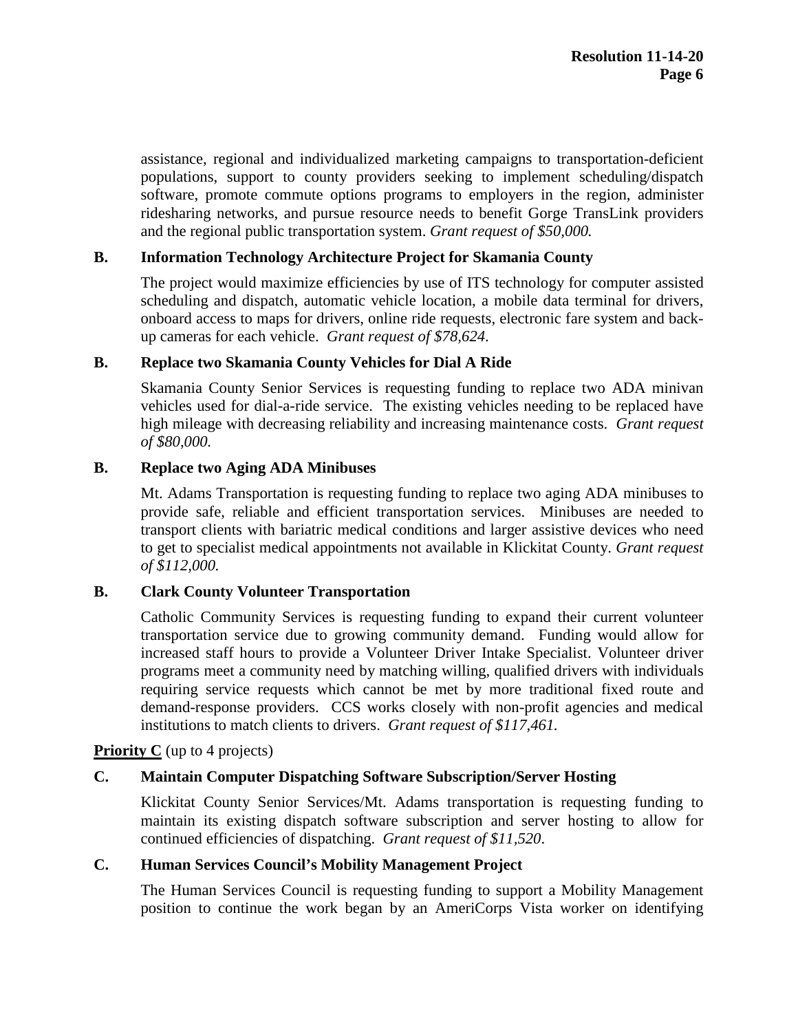assistance, regional and individualized marketing campaigns to transportation-deficient populations, support to county providers seeking to implement scheduling/dispatch software, promote commute options programs to employers in the region, administer ridesharing networks, and pursue resource needs to benefit Gorge TransLink providers and the regional public transportation system. *Grant request of $50,000.*

**B. Information Technology Architecture Project for Skamania County**

The project would maximize efficiencies by use of ITS technology for computer assisted scheduling and dispatch, automatic vehicle location, a mobile data terminal for drivers, onboard access to maps for drivers, online ride requests, electronic fare system and back-up cameras for each vehicle. *Grant request of $78,624.*

**B. Replace two Skamania County Vehicles for Dial A Ride**

Skamania County Senior Services is requesting funding to replace two ADA minivan vehicles used for dial-a-ride service. The existing vehicles needing to be replaced have high mileage with decreasing reliability and increasing maintenance costs. *Grant request of $80,000.*

**B. Replace two Aging ADA Minibuses**

Mt. Adams Transportation is requesting funding to replace two aging ADA minibuses to provide safe, reliable and efficient transportation services. Minibuses are needed to transport clients with bariatric medical conditions and larger assistive devices who need to get to specialist medical appointments not available in Klickitat County. *Grant request of $112,000.*

**B. Clark County Volunteer Transportation**

Catholic Community Services is requesting funding to expand their current volunteer transportation service due to growing community demand. Funding would allow for increased staff hours to provide a Volunteer Driver Intake Specialist. Volunteer driver programs meet a community need by matching willing, qualified drivers with individuals requiring service requests which cannot be met by more traditional fixed route and demand-response providers. CCS works closely with non-profit agencies and medical institutions to match clients to drivers. *Grant request of $117,461.*

**Priority C** (up to 4 projects)

**C. Maintain Computer Dispatching Software Subscription/Server Hosting**

Klickitat County Senior Services/Mt. Adams transportation is requesting funding to maintain its existing dispatch software subscription and server hosting to allow for continued efficiencies of dispatching. *Grant request of $11,520.*

**C. Human Services Council's Mobility Management Project**

The Human Services Council is requesting funding to support a Mobility Management position to continue the work began by an AmeriCorps Vista worker on identifying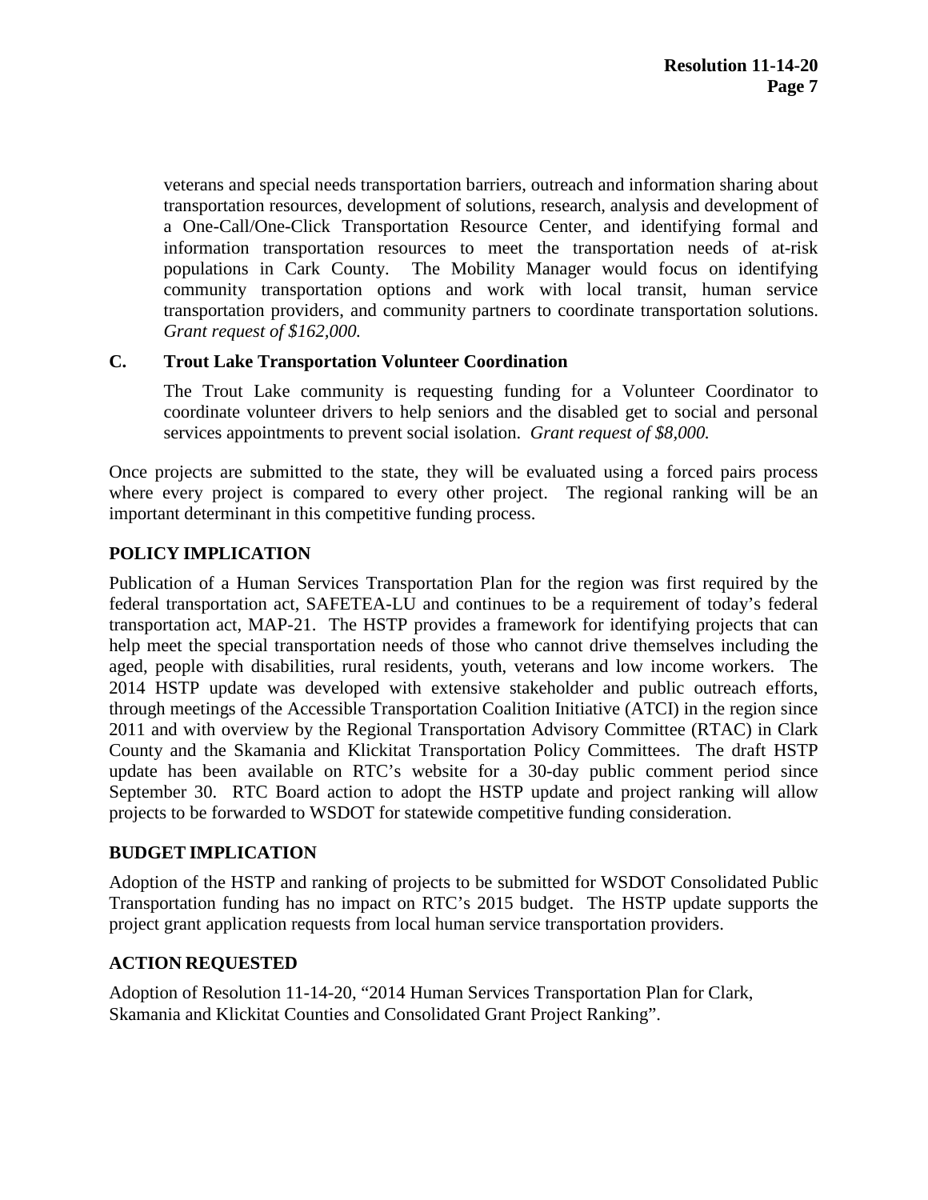veterans and special needs transportation barriers, outreach and information sharing about transportation resources, development of solutions, research, analysis and development of a One-Call/One-Click Transportation Resource Center, and identifying formal and information transportation resources to meet the transportation needs of at-risk populations in Cark County. The Mobility Manager would focus on identifying community transportation options and work with local transit, human service transportation providers, and community partners to coordinate transportation solutions. *Grant request of $162,000.*

**C. Trout Lake Transportation Volunteer Coordination**

The Trout Lake community is requesting funding for a Volunteer Coordinator to coordinate volunteer drivers to help seniors and the disabled get to social and personal services appointments to prevent social isolation. *Grant request of $8,000.*

Once projects are submitted to the state, they will be evaluated using a forced pairs process where every project is compared to every other project. The regional ranking will be an important determinant in this competitive funding process.

## POLICY IMPLICATION

Publication of a Human Services Transportation Plan for the region was first required by the federal transportation act, SAFETEA-LU and continues to be a requirement of today's federal transportation act, MAP-21. The HSTP provides a framework for identifying projects that can help meet the special transportation needs of those who cannot drive themselves including the aged, people with disabilities, rural residents, youth, veterans and low income workers. The 2014 HSTP update was developed with extensive stakeholder and public outreach efforts, through meetings of the Accessible Transportation Coalition Initiative (ATCI) in the region since 2011 and with overview by the Regional Transportation Advisory Committee (RTAC) in Clark County and the Skamania and Klickitat Transportation Policy Committees. The draft HSTP update has been available on RTC's website for a 30-day public comment period since September 30. RTC Board action to adopt the HSTP update and project ranking will allow projects to be forwarded to WSDOT for statewide competitive funding consideration.

## BUDGET IMPLICATION

Adoption of the HSTP and ranking of projects to be submitted for WSDOT Consolidated Public Transportation funding has no impact on RTC's 2015 budget. The HSTP update supports the project grant application requests from local human service transportation providers.

## ACTION REQUESTED

Adoption of Resolution 11-14-20, "2014 Human Services Transportation Plan for Clark, Skamania and Klickitat Counties and Consolidated Grant Project Ranking".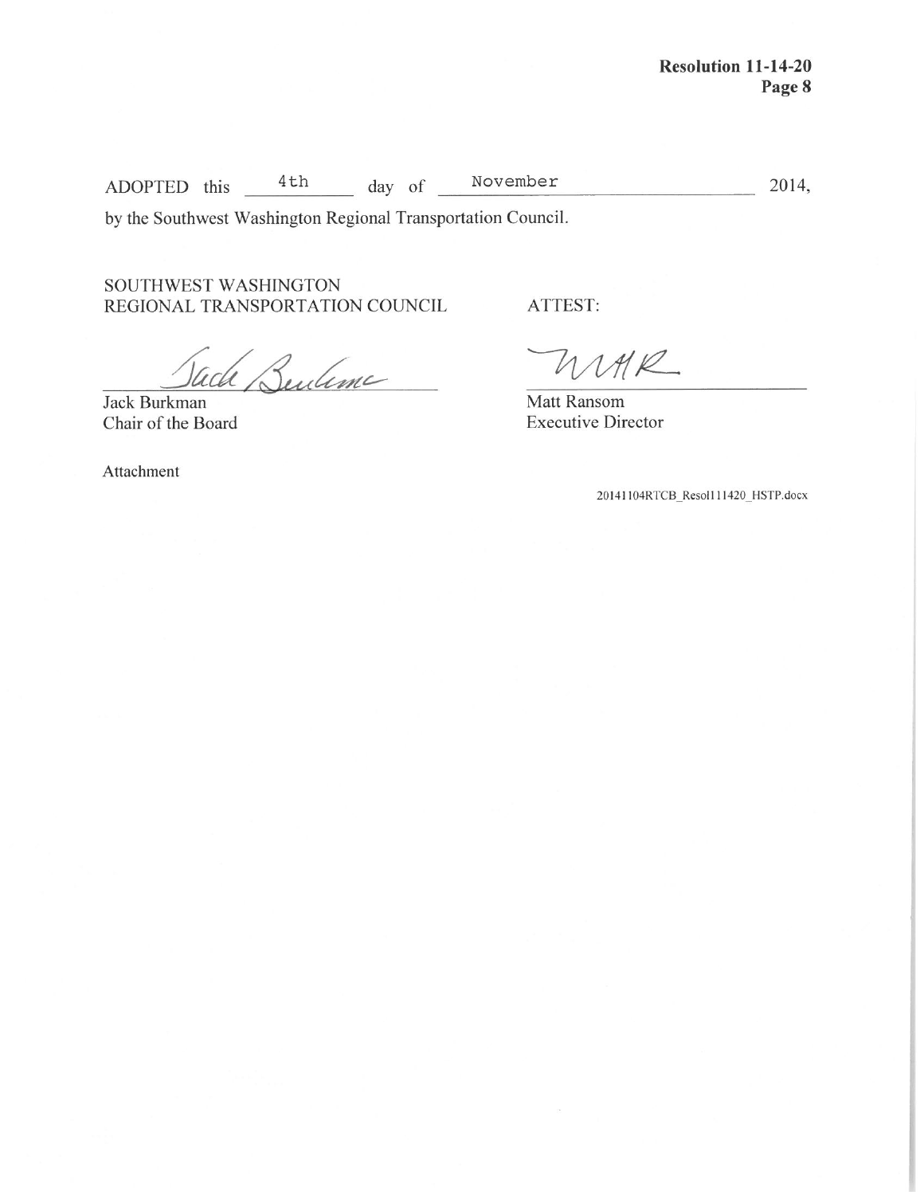ADOPTED this 4th day of November 2014,

by the Southwest Washington Regional Transportation Council.

SOUTHWEST WASHINGTON
REGIONAL TRANSPORTATION COUNCIL

Jack Burkman
Chair of the Board

ATTEST:

Matt Ransom
Executive Director

Attachment

20141104RTCB_Resol111420_HSTP.docx